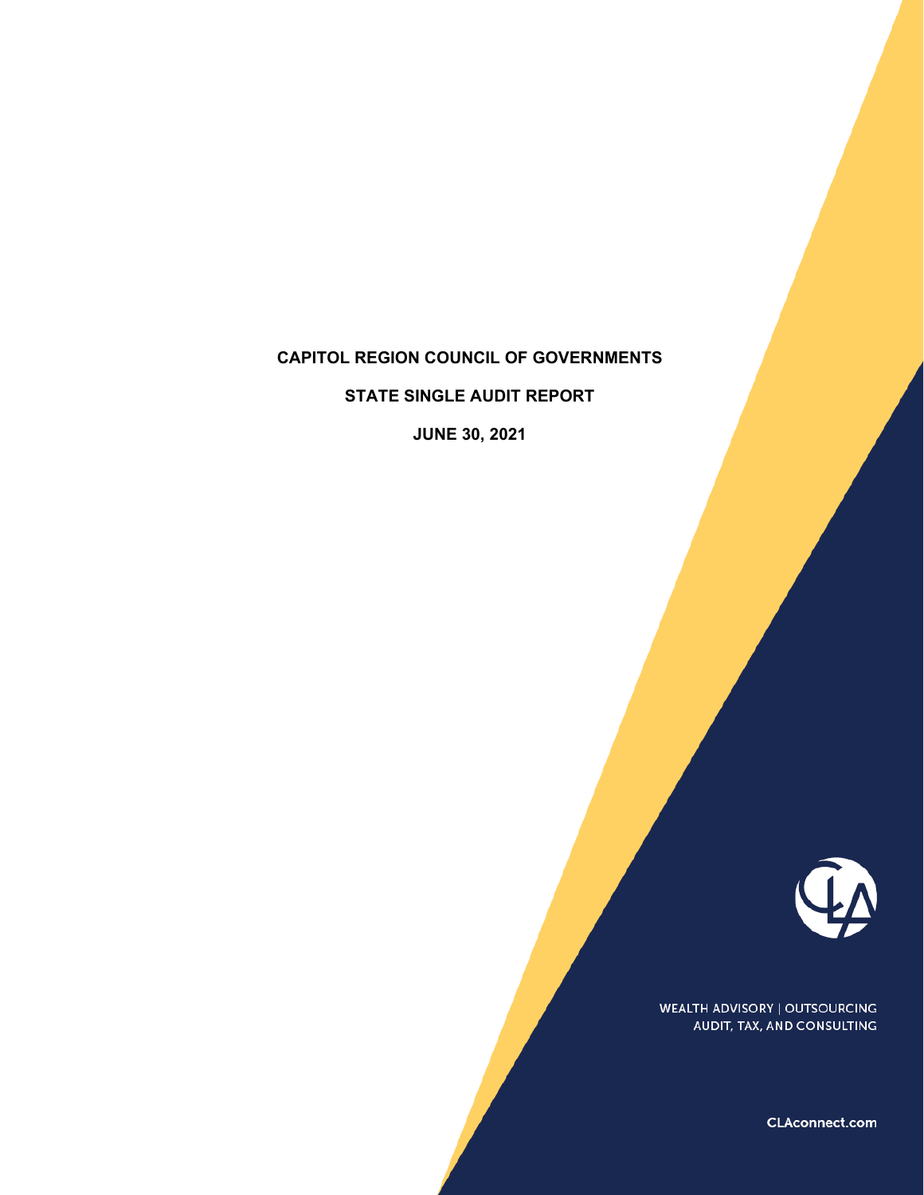# CAPITOL REGION COUNCIL OF GOVERNMENTS

## STATE SINGLE AUDIT REPORT

## JUNE 30, 2021

WEALTH ADVISORY | OUTSOURCING
AUDIT, TAX, AND CONSULTING

CLAconnect.com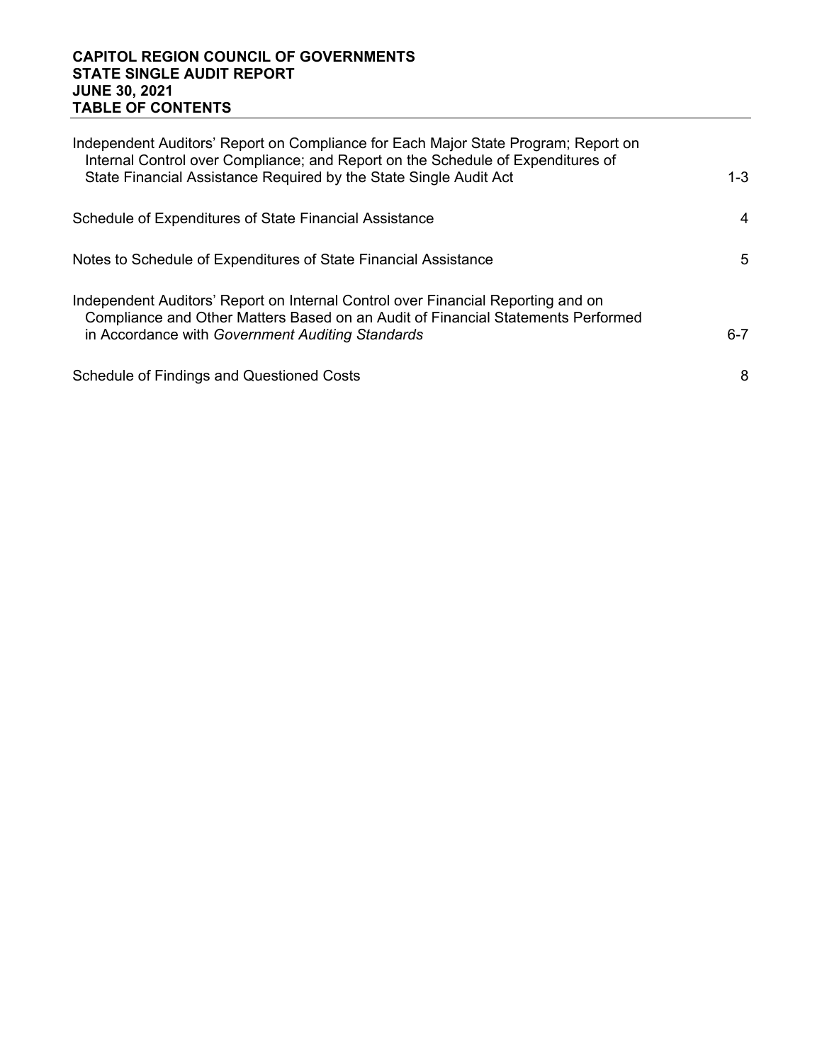# CAPITOL REGION COUNCIL OF GOVERNMENTS
## STATE SINGLE AUDIT REPORT
## JUNE 30, 2021
## TABLE OF CONTENTS

| | |
|---|---|
| Independent Auditors' Report on Compliance for Each Major State Program; Report on Internal Control over Compliance; and Report on the Schedule of Expenditures of State Financial Assistance Required by the State Single Audit Act | 1-3 |
| Schedule of Expenditures of State Financial Assistance | 4 |
| Notes to Schedule of Expenditures of State Financial Assistance | 5 |
| Independent Auditors' Report on Internal Control over Financial Reporting and on Compliance and Other Matters Based on an Audit of Financial Statements Performed in Accordance with *Government Auditing Standards* | 6-7 |
| Schedule of Findings and Questioned Costs | 8 |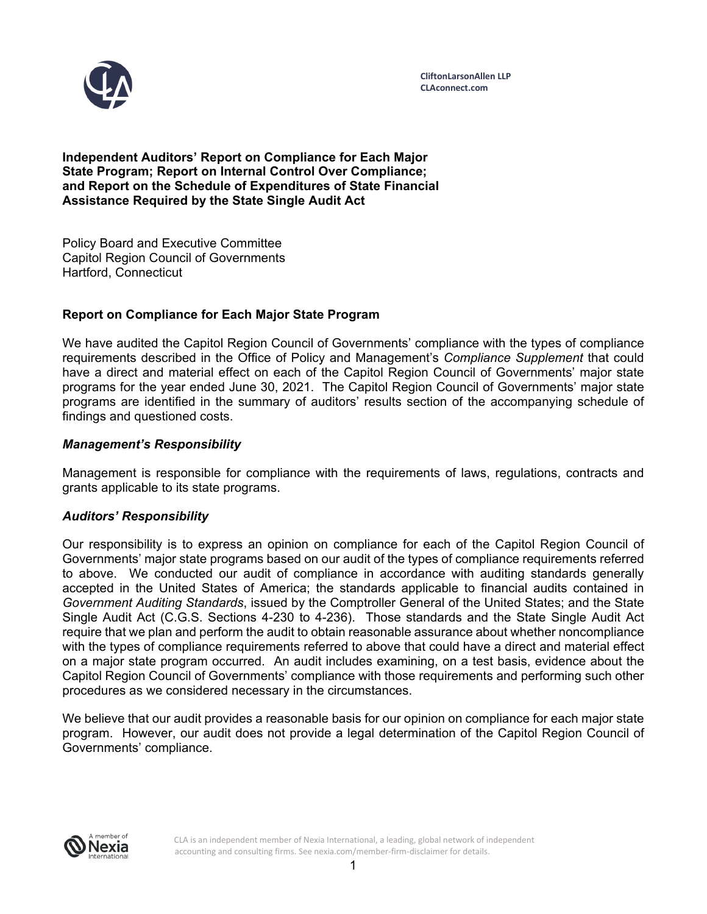CliftonLarsonAllen LLP
CLAconnect.com

**Independent Auditors' Report on Compliance for Each Major State Program; Report on Internal Control Over Compliance; and Report on the Schedule of Expenditures of State Financial Assistance Required by the State Single Audit Act**

Policy Board and Executive Committee
Capitol Region Council of Governments
Hartford, Connecticut

## Report on Compliance for Each Major State Program

We have audited the Capitol Region Council of Governments' compliance with the types of compliance requirements described in the Office of Policy and Management's *Compliance Supplement* that could have a direct and material effect on each of the Capitol Region Council of Governments' major state programs for the year ended June 30, 2021. The Capitol Region Council of Governments' major state programs are identified in the summary of auditors' results section of the accompanying schedule of findings and questioned costs.

### *Management's Responsibility*

Management is responsible for compliance with the requirements of laws, regulations, contracts and grants applicable to its state programs.

### *Auditors' Responsibility*

Our responsibility is to express an opinion on compliance for each of the Capitol Region Council of Governments' major state programs based on our audit of the types of compliance requirements referred to above. We conducted our audit of compliance in accordance with auditing standards generally accepted in the United States of America; the standards applicable to financial audits contained in *Government Auditing Standards*, issued by the Comptroller General of the United States; and the State Single Audit Act (C.G.S. Sections 4-230 to 4-236). Those standards and the State Single Audit Act require that we plan and perform the audit to obtain reasonable assurance about whether noncompliance with the types of compliance requirements referred to above that could have a direct and material effect on a major state program occurred. An audit includes examining, on a test basis, evidence about the Capitol Region Council of Governments' compliance with those requirements and performing such other procedures as we considered necessary in the circumstances.

We believe that our audit provides a reasonable basis for our opinion on compliance for each major state program. However, our audit does not provide a legal determination of the Capitol Region Council of Governments' compliance.

CLA is an independent member of Nexia International, a leading, global network of independent accounting and consulting firms. See nexia.com/member-firm-disclaimer for details.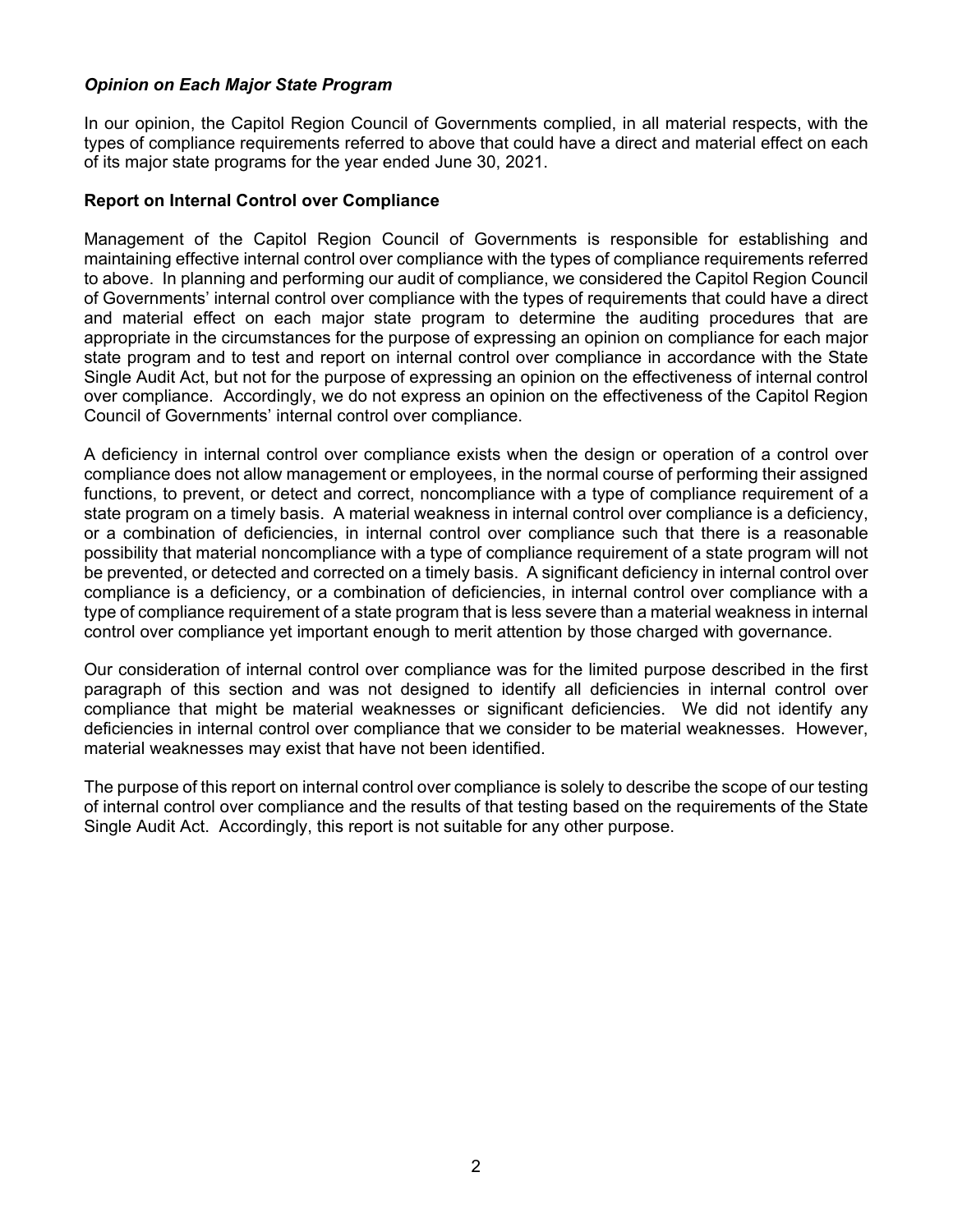### *Opinion on Each Major State Program*

In our opinion, the Capitol Region Council of Governments complied, in all material respects, with the types of compliance requirements referred to above that could have a direct and material effect on each of its major state programs for the year ended June 30, 2021.

### Report on Internal Control over Compliance

Management of the Capitol Region Council of Governments is responsible for establishing and maintaining effective internal control over compliance with the types of compliance requirements referred to above. In planning and performing our audit of compliance, we considered the Capitol Region Council of Governments' internal control over compliance with the types of requirements that could have a direct and material effect on each major state program to determine the auditing procedures that are appropriate in the circumstances for the purpose of expressing an opinion on compliance for each major state program and to test and report on internal control over compliance in accordance with the State Single Audit Act, but not for the purpose of expressing an opinion on the effectiveness of internal control over compliance. Accordingly, we do not express an opinion on the effectiveness of the Capitol Region Council of Governments' internal control over compliance.

A deficiency in internal control over compliance exists when the design or operation of a control over compliance does not allow management or employees, in the normal course of performing their assigned functions, to prevent, or detect and correct, noncompliance with a type of compliance requirement of a state program on a timely basis. A material weakness in internal control over compliance is a deficiency, or a combination of deficiencies, in internal control over compliance such that there is a reasonable possibility that material noncompliance with a type of compliance requirement of a state program will not be prevented, or detected and corrected on a timely basis. A significant deficiency in internal control over compliance is a deficiency, or a combination of deficiencies, in internal control over compliance with a type of compliance requirement of a state program that is less severe than a material weakness in internal control over compliance yet important enough to merit attention by those charged with governance.

Our consideration of internal control over compliance was for the limited purpose described in the first paragraph of this section and was not designed to identify all deficiencies in internal control over compliance that might be material weaknesses or significant deficiencies. We did not identify any deficiencies in internal control over compliance that we consider to be material weaknesses. However, material weaknesses may exist that have not been identified.

The purpose of this report on internal control over compliance is solely to describe the scope of our testing of internal control over compliance and the results of that testing based on the requirements of the State Single Audit Act. Accordingly, this report is not suitable for any other purpose.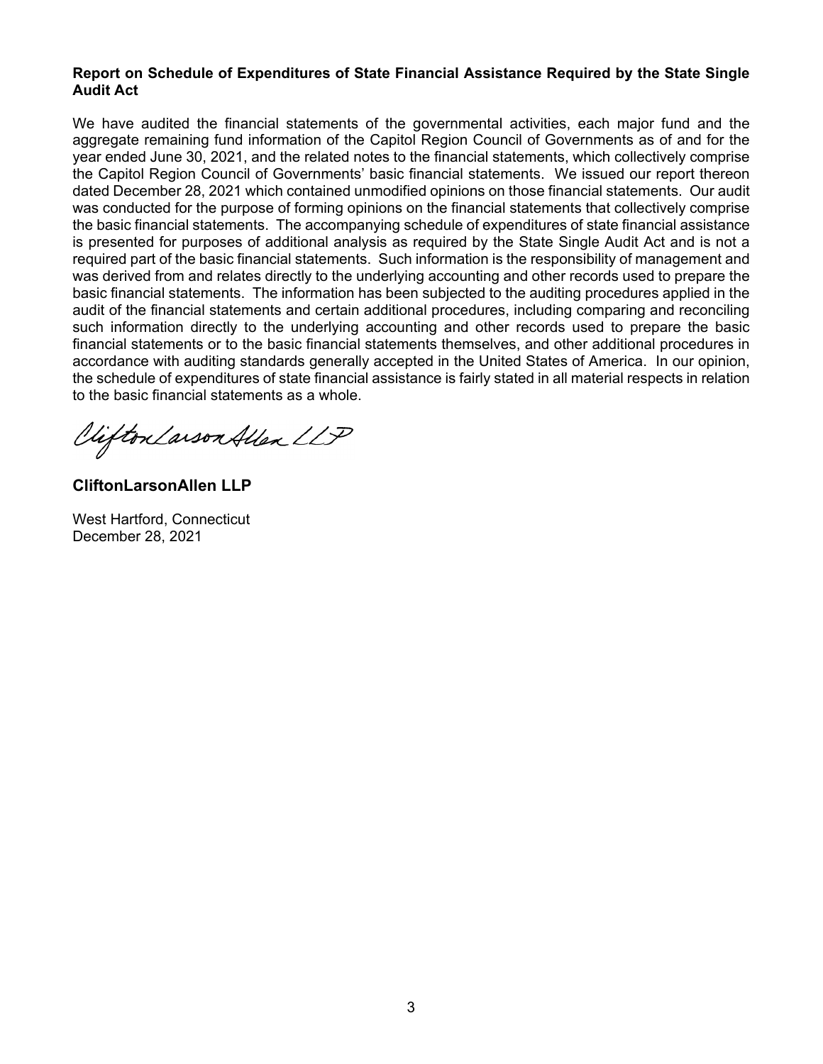**Report on Schedule of Expenditures of State Financial Assistance Required by the State Single Audit Act**

We have audited the financial statements of the governmental activities, each major fund and the aggregate remaining fund information of the Capitol Region Council of Governments as of and for the year ended June 30, 2021, and the related notes to the financial statements, which collectively comprise the Capitol Region Council of Governments' basic financial statements. We issued our report thereon dated December 28, 2021 which contained unmodified opinions on those financial statements. Our audit was conducted for the purpose of forming opinions on the financial statements that collectively comprise the basic financial statements. The accompanying schedule of expenditures of state financial assistance is presented for purposes of additional analysis as required by the State Single Audit Act and is not a required part of the basic financial statements. Such information is the responsibility of management and was derived from and relates directly to the underlying accounting and other records used to prepare the basic financial statements. The information has been subjected to the auditing procedures applied in the audit of the financial statements and certain additional procedures, including comparing and reconciling such information directly to the underlying accounting and other records used to prepare the basic financial statements or to the basic financial statements themselves, and other additional procedures in accordance with auditing standards generally accepted in the United States of America. In our opinion, the schedule of expenditures of state financial assistance is fairly stated in all material respects in relation to the basic financial statements as a whole.

CliftonLarsonAllen LLP

**CliftonLarsonAllen LLP**

West Hartford, Connecticut
December 28, 2021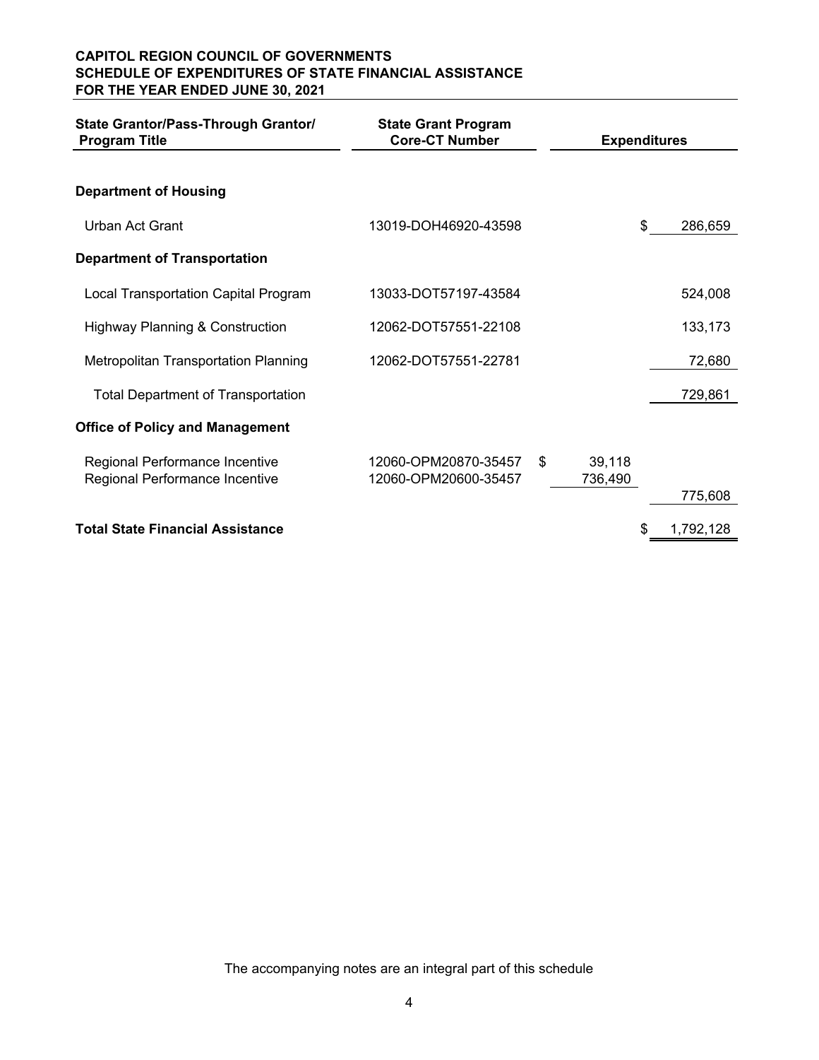**CAPITOL REGION COUNCIL OF GOVERNMENTS**
**SCHEDULE OF EXPENDITURES OF STATE FINANCIAL ASSISTANCE**
**FOR THE YEAR ENDED JUNE 30, 2021**

| State Grantor/Pass-Through Grantor/ Program Title | State Grant Program Core-CT Number | Expenditures | |
|---|---|---|---|
| **Department of Housing** | | | |
| Urban Act Grant | 13019-DOH46920-43598 | | $ 286,659 |
| **Department of Transportation** | | | |
| Local Transportation Capital Program | 13033-DOT57197-43584 | | 524,008 |
| Highway Planning & Construction | 12062-DOT57551-22108 | | 133,173 |
| Metropolitan Transportation Planning | 12062-DOT57551-22781 | | 72,680 |
| Total Department of Transportation | | | 729,861 |
| **Office of Policy and Management** | | | |
| Regional Performance Incentive | 12060-OPM20870-35457 | $ 39,118 | |
| Regional Performance Incentive | 12060-OPM20600-35457 | 736,490 | |
| | | | 775,608 |
| **Total State Financial Assistance** | | | $ 1,792,128 |

The accompanying notes are an integral part of this schedule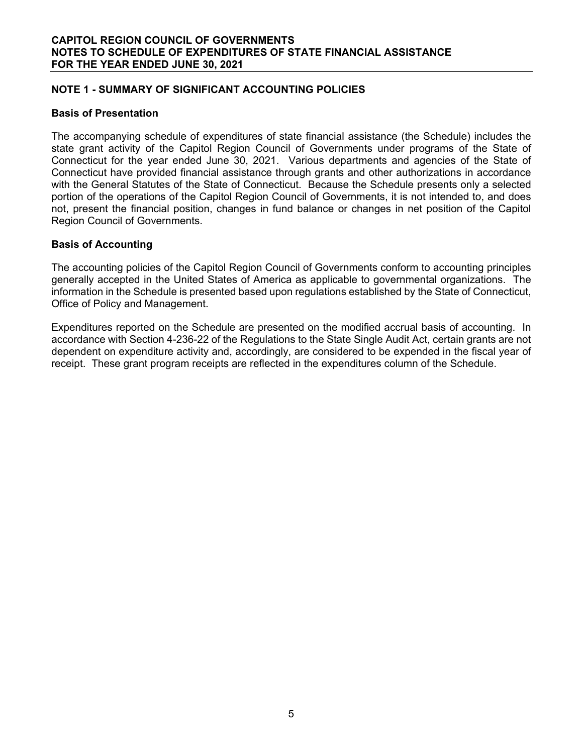# CAPITOL REGION COUNCIL OF GOVERNMENTS
## NOTES TO SCHEDULE OF EXPENDITURES OF STATE FINANCIAL ASSISTANCE
## FOR THE YEAR ENDED JUNE 30, 2021

### NOTE 1 - SUMMARY OF SIGNIFICANT ACCOUNTING POLICIES

#### Basis of Presentation

The accompanying schedule of expenditures of state financial assistance (the Schedule) includes the state grant activity of the Capitol Region Council of Governments under programs of the State of Connecticut for the year ended June 30, 2021. Various departments and agencies of the State of Connecticut have provided financial assistance through grants and other authorizations in accordance with the General Statutes of the State of Connecticut. Because the Schedule presents only a selected portion of the operations of the Capitol Region Council of Governments, it is not intended to, and does not, present the financial position, changes in fund balance or changes in net position of the Capitol Region Council of Governments.

#### Basis of Accounting

The accounting policies of the Capitol Region Council of Governments conform to accounting principles generally accepted in the United States of America as applicable to governmental organizations. The information in the Schedule is presented based upon regulations established by the State of Connecticut, Office of Policy and Management.

Expenditures reported on the Schedule are presented on the modified accrual basis of accounting. In accordance with Section 4-236-22 of the Regulations to the State Single Audit Act, certain grants are not dependent on expenditure activity and, accordingly, are considered to be expended in the fiscal year of receipt. These grant program receipts are reflected in the expenditures column of the Schedule.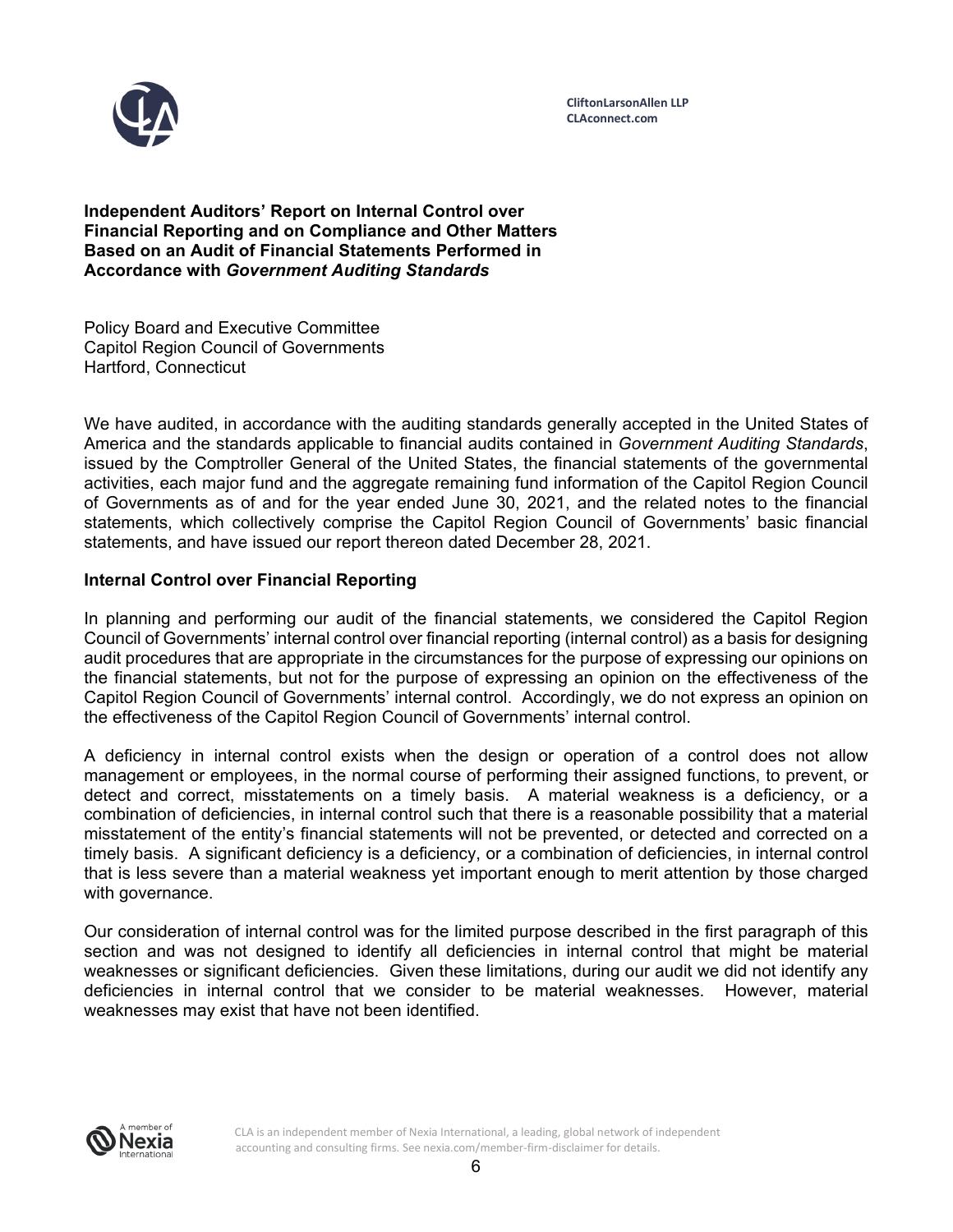CliftonLarsonAllen LLP
CLAconnect.com

**Independent Auditors' Report on Internal Control over Financial Reporting and on Compliance and Other Matters Based on an Audit of Financial Statements Performed in Accordance with *Government Auditing Standards***

Policy Board and Executive Committee
Capitol Region Council of Governments
Hartford, Connecticut

We have audited, in accordance with the auditing standards generally accepted in the United States of America and the standards applicable to financial audits contained in *Government Auditing Standards*, issued by the Comptroller General of the United States, the financial statements of the governmental activities, each major fund and the aggregate remaining fund information of the Capitol Region Council of Governments as of and for the year ended June 30, 2021, and the related notes to the financial statements, which collectively comprise the Capitol Region Council of Governments' basic financial statements, and have issued our report thereon dated December 28, 2021.

**Internal Control over Financial Reporting**

In planning and performing our audit of the financial statements, we considered the Capitol Region Council of Governments' internal control over financial reporting (internal control) as a basis for designing audit procedures that are appropriate in the circumstances for the purpose of expressing our opinions on the financial statements, but not for the purpose of expressing an opinion on the effectiveness of the Capitol Region Council of Governments' internal control. Accordingly, we do not express an opinion on the effectiveness of the Capitol Region Council of Governments' internal control.

A deficiency in internal control exists when the design or operation of a control does not allow management or employees, in the normal course of performing their assigned functions, to prevent, or detect and correct, misstatements on a timely basis. A material weakness is a deficiency, or a combination of deficiencies, in internal control such that there is a reasonable possibility that a material misstatement of the entity's financial statements will not be prevented, or detected and corrected on a timely basis. A significant deficiency is a deficiency, or a combination of deficiencies, in internal control that is less severe than a material weakness yet important enough to merit attention by those charged with governance.

Our consideration of internal control was for the limited purpose described in the first paragraph of this section and was not designed to identify all deficiencies in internal control that might be material weaknesses or significant deficiencies. Given these limitations, during our audit we did not identify any deficiencies in internal control that we consider to be material weaknesses. However, material weaknesses may exist that have not been identified.

CLA is an independent member of Nexia International, a leading, global network of independent accounting and consulting firms. See nexia.com/member-firm-disclaimer for details.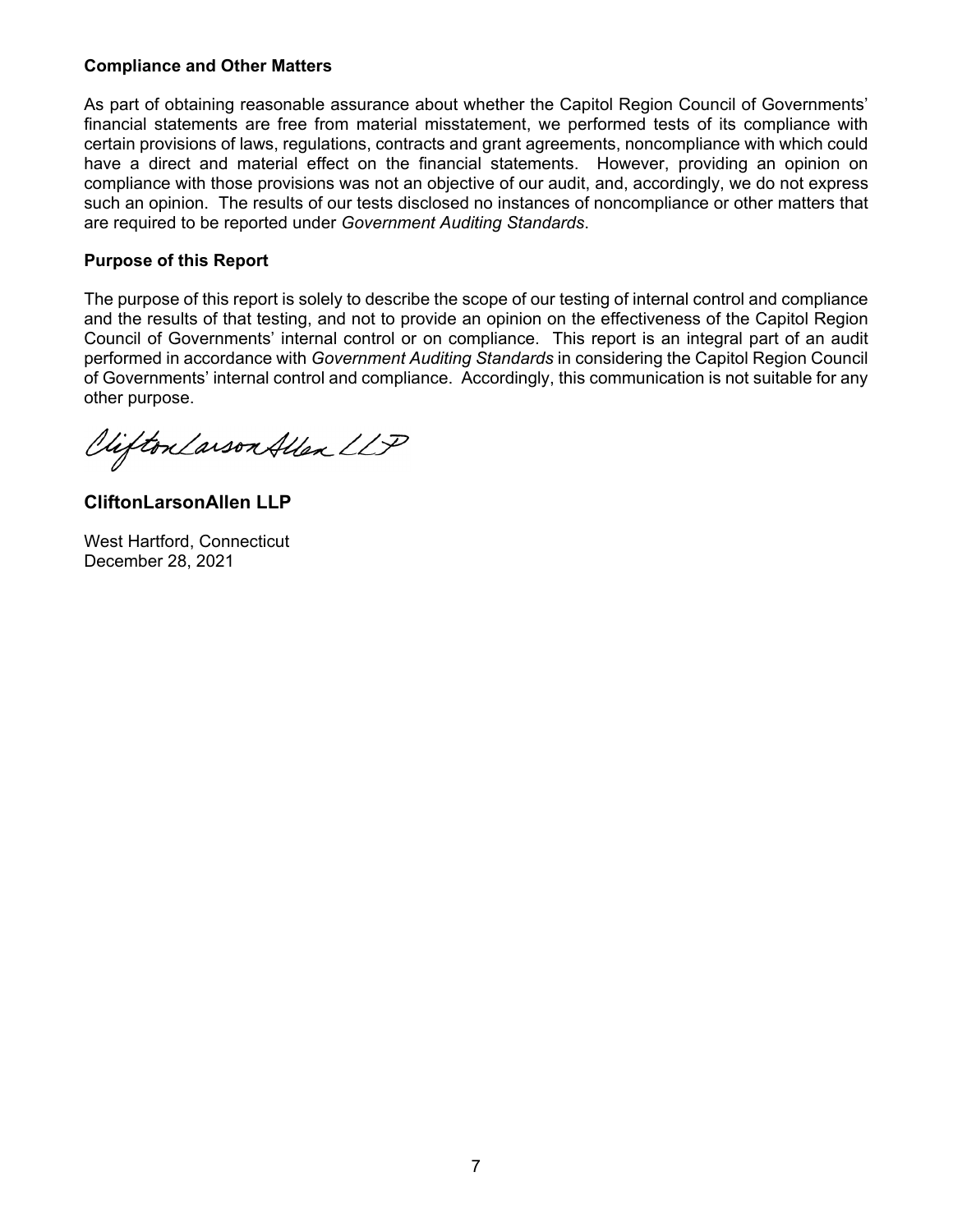**Compliance and Other Matters**

As part of obtaining reasonable assurance about whether the Capitol Region Council of Governments' financial statements are free from material misstatement, we performed tests of its compliance with certain provisions of laws, regulations, contracts and grant agreements, noncompliance with which could have a direct and material effect on the financial statements. However, providing an opinion on compliance with those provisions was not an objective of our audit, and, accordingly, we do not express such an opinion. The results of our tests disclosed no instances of noncompliance or other matters that are required to be reported under *Government Auditing Standards*.

**Purpose of this Report**

The purpose of this report is solely to describe the scope of our testing of internal control and compliance and the results of that testing, and not to provide an opinion on the effectiveness of the Capitol Region Council of Governments' internal control or on compliance. This report is an integral part of an audit performed in accordance with *Government Auditing Standards* in considering the Capitol Region Council of Governments' internal control and compliance. Accordingly, this communication is not suitable for any other purpose.

CliftonLarsonAllen LLP

**CliftonLarsonAllen LLP**

West Hartford, Connecticut
December 28, 2021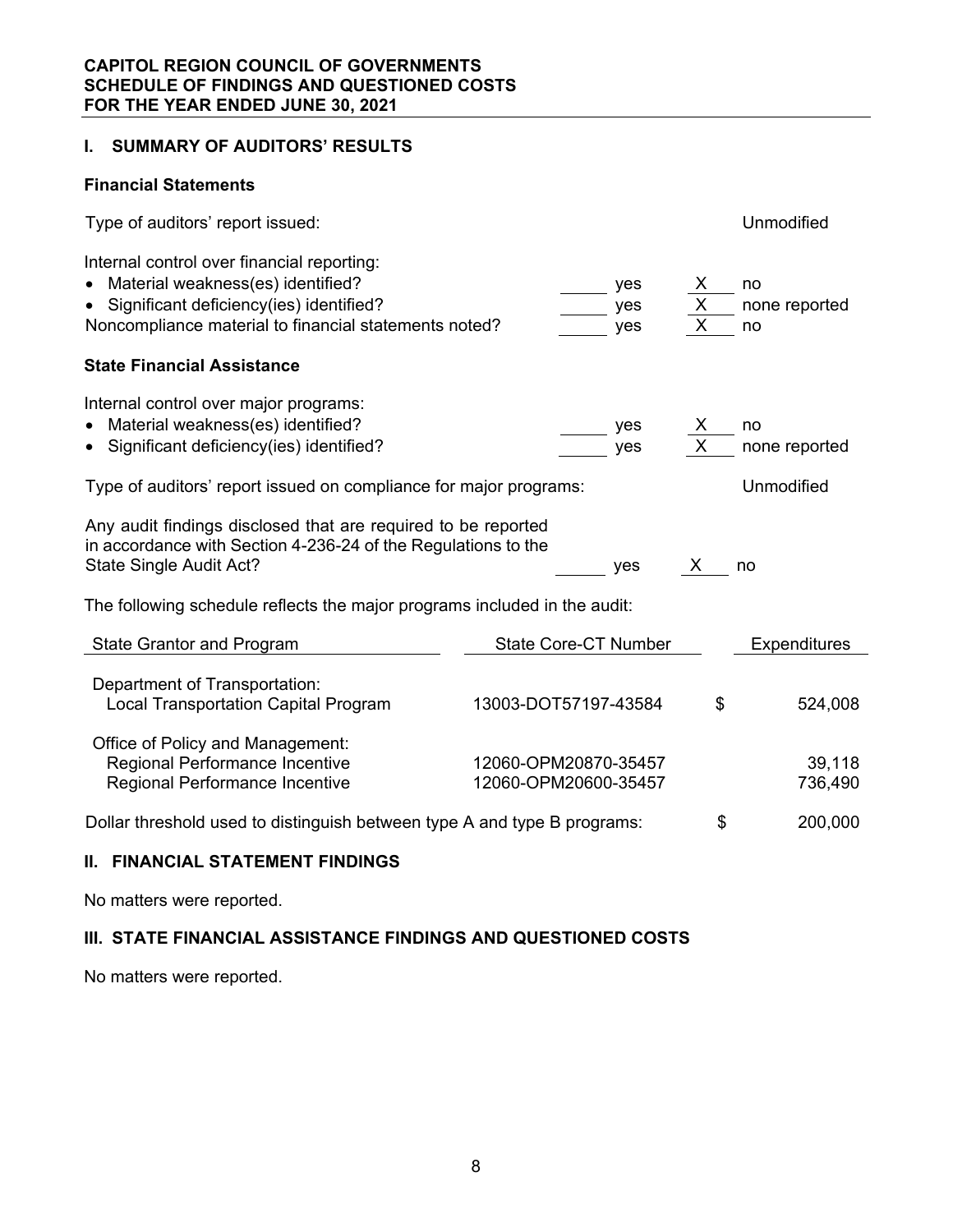# CAPITOL REGION COUNCIL OF GOVERNMENTS
## SCHEDULE OF FINDINGS AND QUESTIONED COSTS
## FOR THE YEAR ENDED JUNE 30, 2021

## I. SUMMARY OF AUDITORS' RESULTS

### Financial Statements

Type of auditors' report issued: Unmodified

Internal control over financial reporting:

- Material weakness(es) identified? _____ yes __X__ no
- Significant deficiency(ies) identified? _____ yes __X__ none reported

Noncompliance material to financial statements noted? _____ yes __X__ no

### State Financial Assistance

Internal control over major programs:

- Material weakness(es) identified? _____ yes __X__ no
- Significant deficiency(ies) identified? _____ yes __X__ none reported

Type of auditors' report issued on compliance for major programs: Unmodified

Any audit findings disclosed that are required to be reported in accordance with Section 4-236-24 of the Regulations to the State Single Audit Act? _____ yes __X__ no

The following schedule reflects the major programs included in the audit:

| State Grantor and Program | State Core-CT Number | Expenditures |
|---|---|---|
| Department of Transportation: | | |
| Local Transportation Capital Program | 13003-DOT57197-43584 | $ 524,008 |
| Office of Policy and Management: | | |
| Regional Performance Incentive | 12060-OPM20870-35457 | 39,118 |
| Regional Performance Incentive | 12060-OPM20600-35457 | 736,490 |

Dollar threshold used to distinguish between type A and type B programs: $ 200,000

## II. FINANCIAL STATEMENT FINDINGS

No matters were reported.

## III. STATE FINANCIAL ASSISTANCE FINDINGS AND QUESTIONED COSTS

No matters were reported.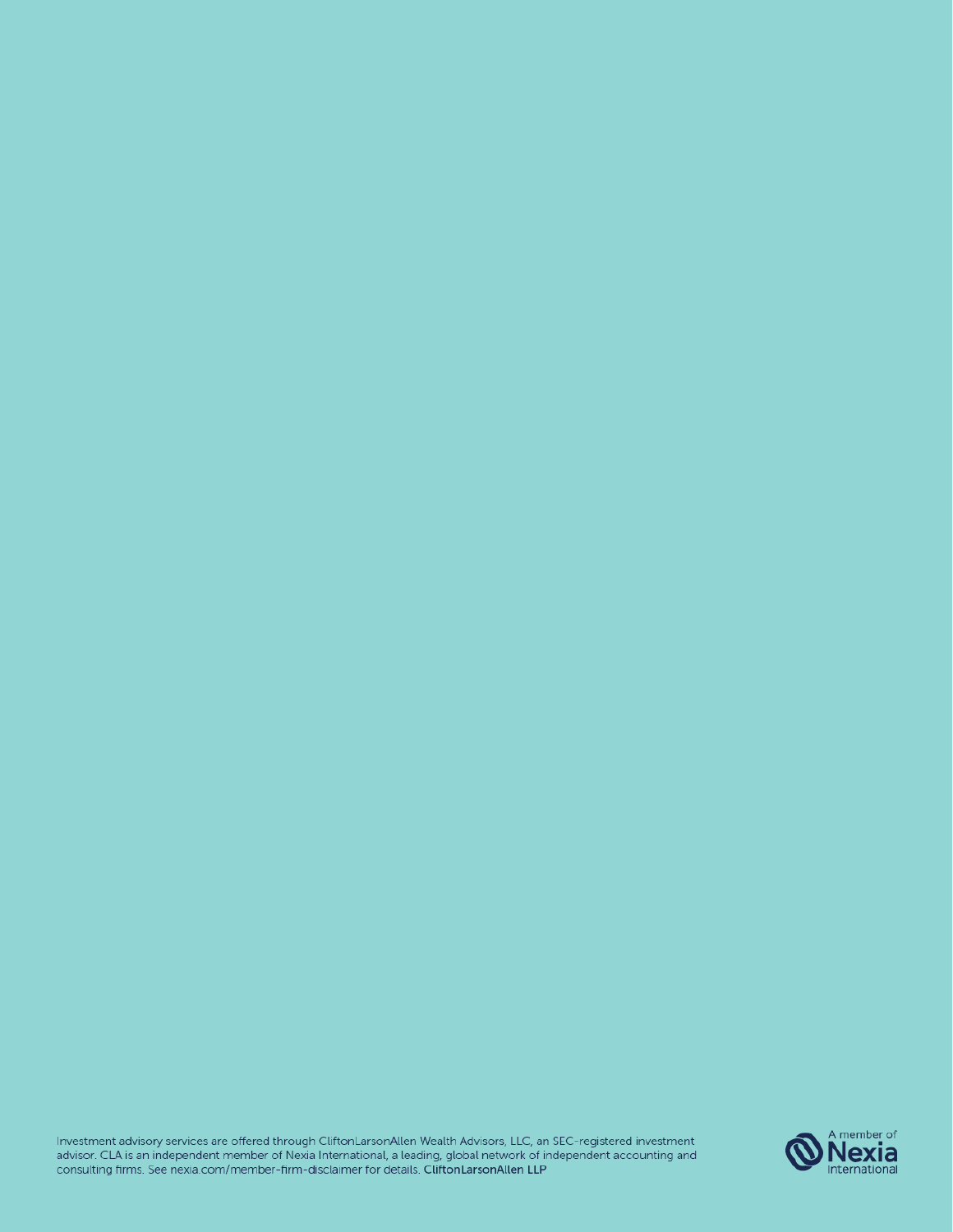Investment advisory services are offered through CliftonLarsonAllen Wealth Advisors, LLC, an SEC-registered investment advisor. CLA is an independent member of Nexia International, a leading, global network of independent accounting and consulting firms. See nexia.com/member-firm-disclaimer for details. **CliftonLarsonAllen LLP**

A member of Nexia International